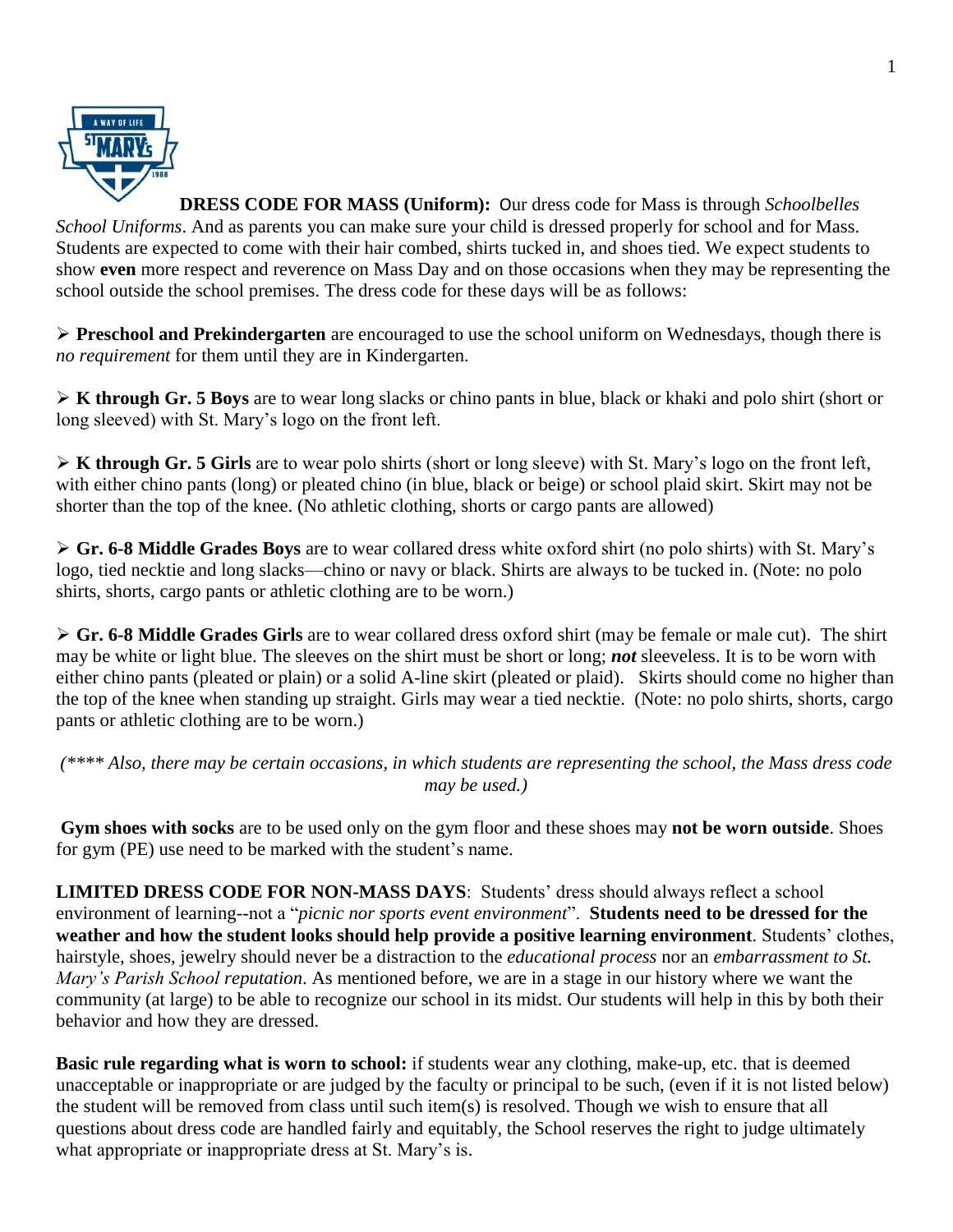**DRESS CODE FOR MASS (Uniform):** Our dress code for Mass is through *Schoolbelles School Uniforms*. And as parents you can make sure your child is dressed properly for school and for Mass. Students are expected to come with their hair combed, shirts tucked in, and shoes tied. We expect students to show **even** more respect and reverence on Mass Day and on those occasions when they may be representing the school outside the school premises. The dress code for these days will be as follows:

- **Preschool and Prekindergarten** are encouraged to use the school uniform on Wednesdays, though there is *no requirement* for them until they are in Kindergarten.

- **K through Gr. 5 Boys** are to wear long slacks or chino pants in blue, black or khaki and polo shirt (short or long sleeved) with St. Mary's logo on the front left.

- **K through Gr. 5 Girls** are to wear polo shirts (short or long sleeve) with St. Mary's logo on the front left, with either chino pants (long) or pleated chino (in blue, black or beige) or school plaid skirt. Skirt may not be shorter than the top of the knee. (No athletic clothing, shorts or cargo pants are allowed)

- **Gr. 6-8 Middle Grades Boys** are to wear collared dress white oxford shirt (no polo shirts) with St. Mary's logo, tied necktie and long slacks—chino or navy or black. Shirts are always to be tucked in. (Note: no polo shirts, shorts, cargo pants or athletic clothing are to be worn.)

- **Gr. 6-8 Middle Grades Girls** are to wear collared dress oxford shirt (may be female or male cut). The shirt may be white or light blue. The sleeves on the shirt must be short or long; ***not*** sleeveless. It is to be worn with either chino pants (pleated or plain) or a solid A-line skirt (pleated or plaid). Skirts should come no higher than the top of the knee when standing up straight. Girls may wear a tied necktie. (Note: no polo shirts, shorts, cargo pants or athletic clothing are to be worn.)

*(\*\*\*\* Also, there may be certain occasions, in which students are representing the school, the Mass dress code may be used.)*

**Gym shoes with socks** are to be used only on the gym floor and these shoes may **not be worn outside**. Shoes for gym (PE) use need to be marked with the student's name.

**LIMITED DRESS CODE FOR NON-MASS DAYS**: Students' dress should always reflect a school environment of learning--not a "*picnic nor sports event environment*". **Students need to be dressed for the weather and how the student looks should help provide a positive learning environment**. Students' clothes, hairstyle, shoes, jewelry should never be a distraction to the *educational process* nor an *embarrassment to St. Mary's Parish School reputation*. As mentioned before, we are in a stage in our history where we want the community (at large) to be able to recognize our school in its midst. Our students will help in this by both their behavior and how they are dressed.

**Basic rule regarding what is worn to school:** if students wear any clothing, make-up, etc. that is deemed unacceptable or inappropriate or are judged by the faculty or principal to be such, (even if it is not listed below) the student will be removed from class until such item(s) is resolved. Though we wish to ensure that all questions about dress code are handled fairly and equitably, the School reserves the right to judge ultimately what appropriate or inappropriate dress at St. Mary's is.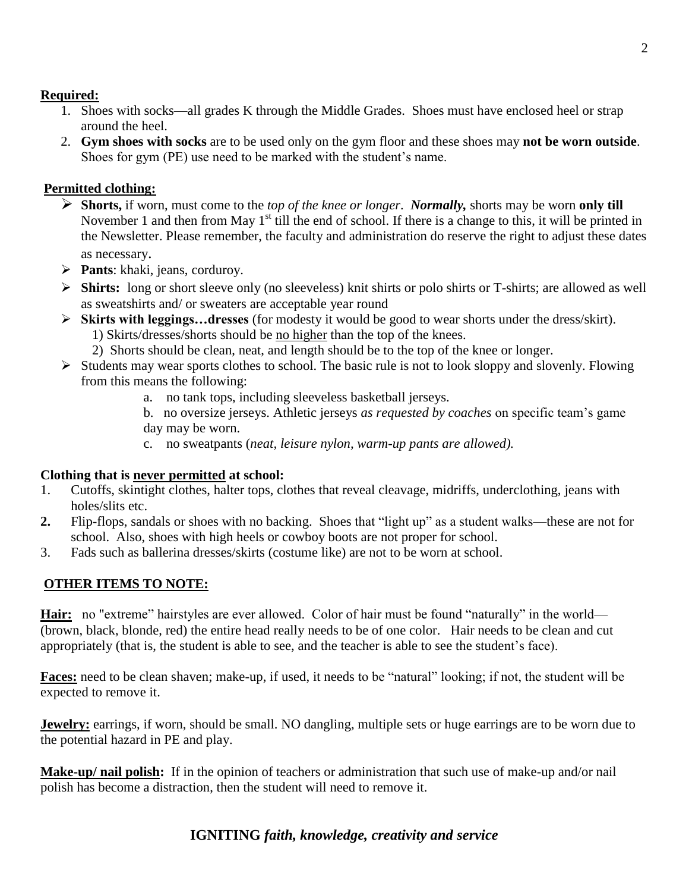**Required:**

1. Shoes with socks—all grades K through the Middle Grades. Shoes must have enclosed heel or strap around the heel.
2. **Gym shoes with socks** are to be used only on the gym floor and these shoes may **not be worn outside**. Shoes for gym (PE) use need to be marked with the student's name.

**Permitted clothing:**

- **Shorts,** if worn, must come to the *top of the knee or longer*. ***Normally,*** shorts may be worn **only till** November 1 and then from May 1st till the end of school. If there is a change to this, it will be printed in the Newsletter. Please remember, the faculty and administration do reserve the right to adjust these dates as necessary.
- **Pants**: khaki, jeans, corduroy.
- **Shirts:** long or short sleeve only (no sleeveless) knit shirts or polo shirts or T-shirts; are allowed as well as sweatshirts and/ or sweaters are acceptable year round
- **Skirts with leggings…dresses** (for modesty it would be good to wear shorts under the dress/skirt).
  1) Skirts/dresses/shorts should be <u>no higher</u> than the top of the knees.
  2) Shorts should be clean, neat, and length should be to the top of the knee or longer.
- Students may wear sports clothes to school. The basic rule is not to look sloppy and slovenly. Flowing from this means the following:
  a. no tank tops, including sleeveless basketball jerseys.
  b. no oversize jerseys. Athletic jerseys *as requested by coaches* on specific team's game day may be worn.
  c. no sweatpants (*neat, leisure nylon, warm-up pants are allowed).*

**Clothing that is <u>never permitted</u> at school:**

1. Cutoffs, skintight clothes, halter tops, clothes that reveal cleavage, midriffs, underclothing, jeans with holes/slits etc.
2. Flip-flops, sandals or shoes with no backing. Shoes that "light up" as a student walks—these are not for school. Also, shoes with high heels or cowboy boots are not proper for school.
3. Fads such as ballerina dresses/skirts (costume like) are not to be worn at school.

**OTHER ITEMS TO NOTE:**

**Hair:** no "extreme" hairstyles are ever allowed. Color of hair must be found "naturally" in the world—(brown, black, blonde, red) the entire head really needs to be of one color. Hair needs to be clean and cut appropriately (that is, the student is able to see, and the teacher is able to see the student's face).

**Faces:** need to be clean shaven; make-up, if used, it needs to be "natural" looking; if not, the student will be expected to remove it.

**Jewelry:** earrings, if worn, should be small. NO dangling, multiple sets or huge earrings are to be worn due to the potential hazard in PE and play.

**Make-up/ nail polish:** If in the opinion of teachers or administration that such use of make-up and/or nail polish has become a distraction, then the student will need to remove it.

**IGNITING** ***faith, knowledge, creativity and service***